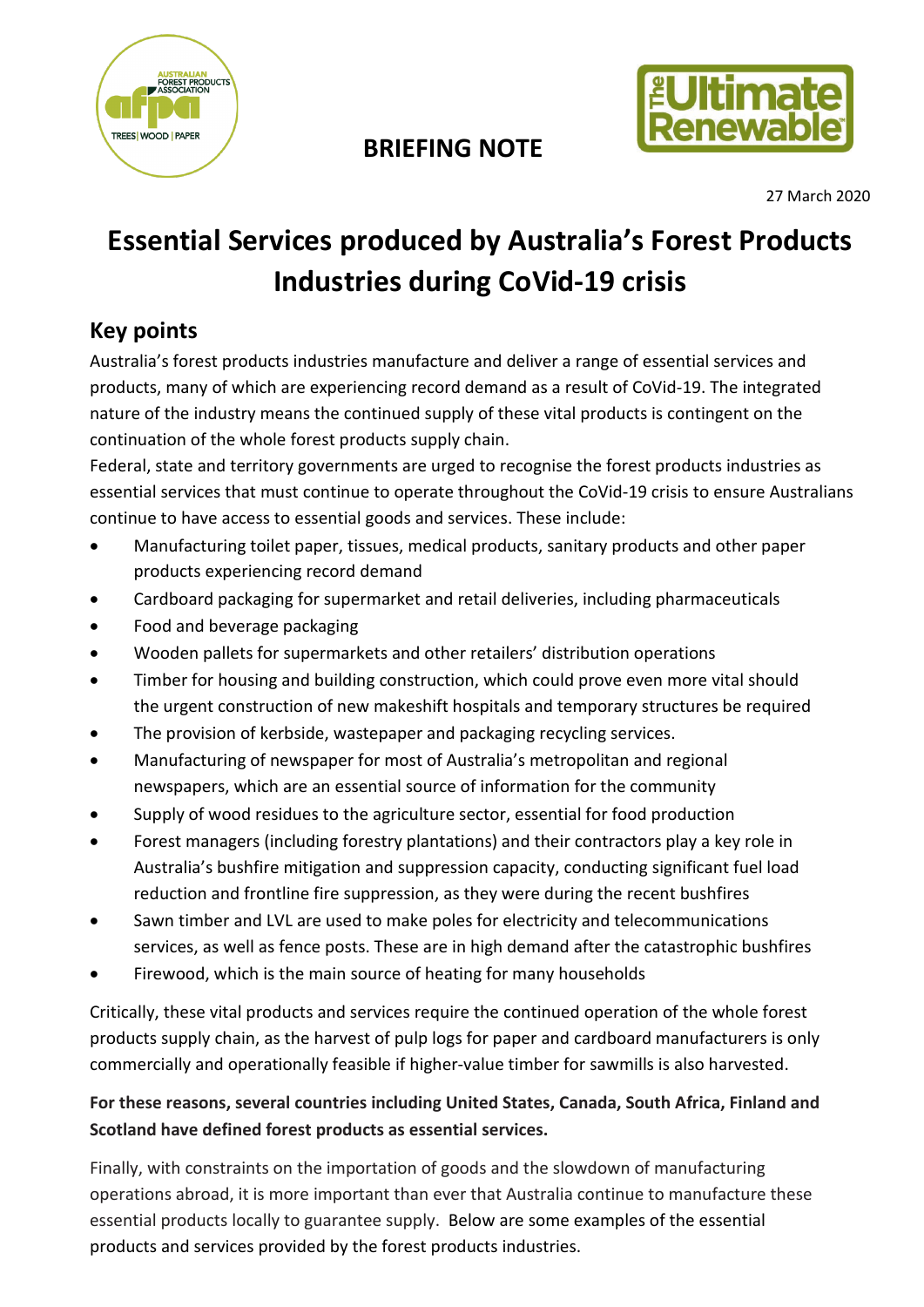**BRIEFING NOTE**

27 March 2020

# Essential Services produced by Australia's Forest Products Industries during CoVid-19 crisis

## Key points

Australia's forest products industries manufacture and deliver a range of essential services and products, many of which are experiencing record demand as a result of CoVid-19. The integrated nature of the industry means the continued supply of these vital products is contingent on the continuation of the whole forest products supply chain.

Federal, state and territory governments are urged to recognise the forest products industries as essential services that must continue to operate throughout the CoVid-19 crisis to ensure Australians continue to have access to essential goods and services. These include:

- Manufacturing toilet paper, tissues, medical products, sanitary products and other paper products experiencing record demand
- Cardboard packaging for supermarket and retail deliveries, including pharmaceuticals
- Food and beverage packaging
- Wooden pallets for supermarkets and other retailers' distribution operations
- Timber for housing and building construction, which could prove even more vital should the urgent construction of new makeshift hospitals and temporary structures be required
- The provision of kerbside, wastepaper and packaging recycling services.
- Manufacturing of newspaper for most of Australia's metropolitan and regional newspapers, which are an essential source of information for the community
- Supply of wood residues to the agriculture sector, essential for food production
- Forest managers (including forestry plantations) and their contractors play a key role in Australia's bushfire mitigation and suppression capacity, conducting significant fuel load reduction and frontline fire suppression, as they were during the recent bushfires
- Sawn timber and LVL are used to make poles for electricity and telecommunications services, as well as fence posts. These are in high demand after the catastrophic bushfires
- Firewood, which is the main source of heating for many households

Critically, these vital products and services require the continued operation of the whole forest products supply chain, as the harvest of pulp logs for paper and cardboard manufacturers is only commercially and operationally feasible if higher-value timber for sawmills is also harvested.

**For these reasons, several countries including United States, Canada, South Africa, Finland and Scotland have defined forest products as essential services.**

Finally, with constraints on the importation of goods and the slowdown of manufacturing operations abroad, it is more important than ever that Australia continue to manufacture these essential products locally to guarantee supply. Below are some examples of the essential products and services provided by the forest products industries.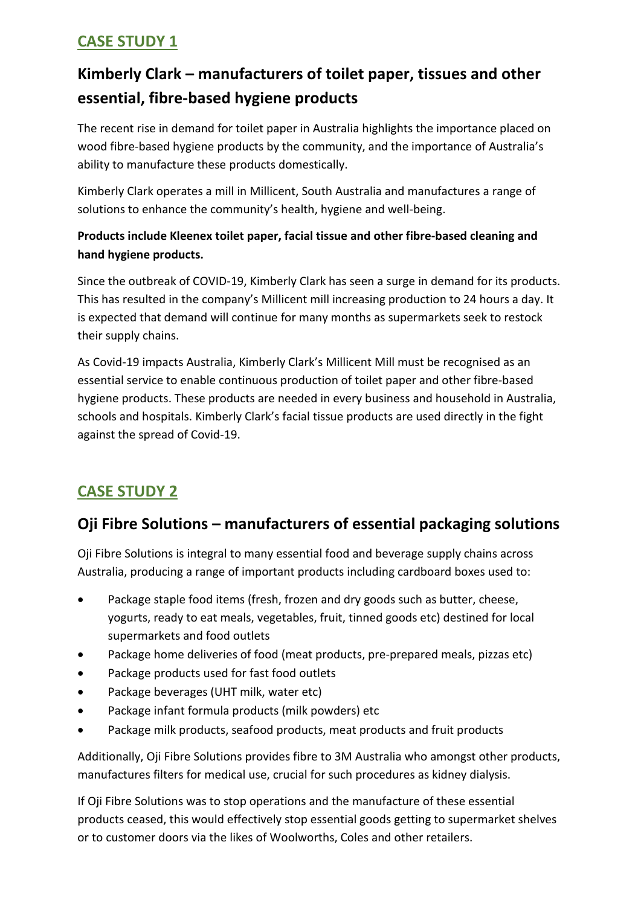## CASE STUDY 1

### Kimberly Clark – manufacturers of toilet paper, tissues and other essential, fibre-based hygiene products

The recent rise in demand for toilet paper in Australia highlights the importance placed on wood fibre-based hygiene products by the community, and the importance of Australia's ability to manufacture these products domestically.

Kimberly Clark operates a mill in Millicent, South Australia and manufactures a range of solutions to enhance the community's health, hygiene and well-being.

**Products include Kleenex toilet paper, facial tissue and other fibre-based cleaning and hand hygiene products.**

Since the outbreak of COVID-19, Kimberly Clark has seen a surge in demand for its products. This has resulted in the company's Millicent mill increasing production to 24 hours a day. It is expected that demand will continue for many months as supermarkets seek to restock their supply chains.

As Covid-19 impacts Australia, Kimberly Clark's Millicent Mill must be recognised as an essential service to enable continuous production of toilet paper and other fibre-based hygiene products. These products are needed in every business and household in Australia, schools and hospitals. Kimberly Clark's facial tissue products are used directly in the fight against the spread of Covid-19.

## CASE STUDY 2

### Oji Fibre Solutions – manufacturers of essential packaging solutions

Oji Fibre Solutions is integral to many essential food and beverage supply chains across Australia, producing a range of important products including cardboard boxes used to:

- Package staple food items (fresh, frozen and dry goods such as butter, cheese, yogurts, ready to eat meals, vegetables, fruit, tinned goods etc) destined for local supermarkets and food outlets
- Package home deliveries of food (meat products, pre-prepared meals, pizzas etc)
- Package products used for fast food outlets
- Package beverages (UHT milk, water etc)
- Package infant formula products (milk powders) etc
- Package milk products, seafood products, meat products and fruit products

Additionally, Oji Fibre Solutions provides fibre to 3M Australia who amongst other products, manufactures filters for medical use, crucial for such procedures as kidney dialysis.

If Oji Fibre Solutions was to stop operations and the manufacture of these essential products ceased, this would effectively stop essential goods getting to supermarket shelves or to customer doors via the likes of Woolworths, Coles and other retailers.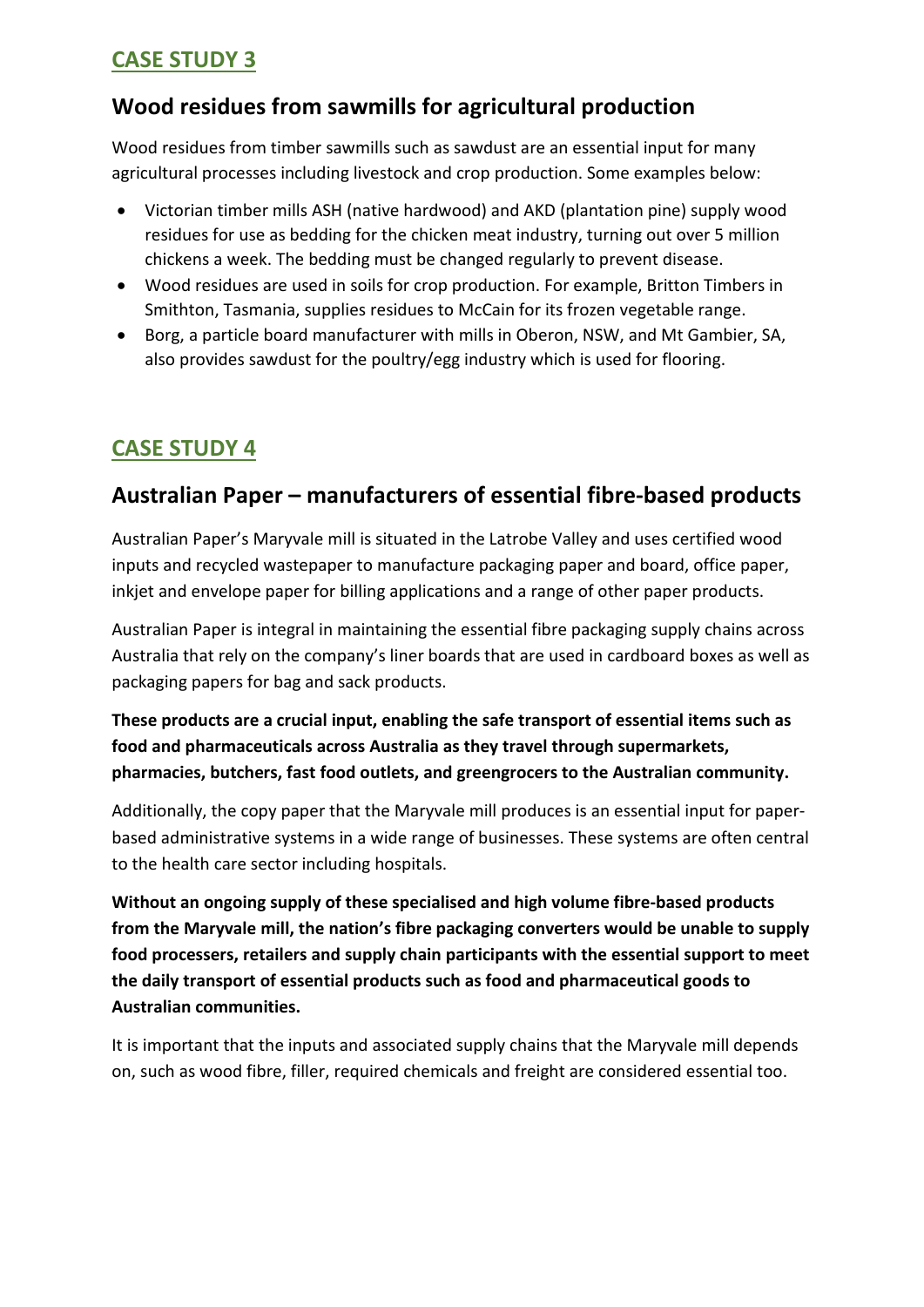## CASE STUDY 3

## Wood residues from sawmills for agricultural production

Wood residues from timber sawmills such as sawdust are an essential input for many agricultural processes including livestock and crop production. Some examples below:

- Victorian timber mills ASH (native hardwood) and AKD (plantation pine) supply wood residues for use as bedding for the chicken meat industry, turning out over 5 million chickens a week. The bedding must be changed regularly to prevent disease.
- Wood residues are used in soils for crop production. For example, Britton Timbers in Smithton, Tasmania, supplies residues to McCain for its frozen vegetable range.
- Borg, a particle board manufacturer with mills in Oberon, NSW, and Mt Gambier, SA, also provides sawdust for the poultry/egg industry which is used for flooring.

## CASE STUDY 4

## Australian Paper – manufacturers of essential fibre-based products

Australian Paper's Maryvale mill is situated in the Latrobe Valley and uses certified wood inputs and recycled wastepaper to manufacture packaging paper and board, office paper, inkjet and envelope paper for billing applications and a range of other paper products.

Australian Paper is integral in maintaining the essential fibre packaging supply chains across Australia that rely on the company's liner boards that are used in cardboard boxes as well as packaging papers for bag and sack products.

**These products are a crucial input, enabling the safe transport of essential items such as food and pharmaceuticals across Australia as they travel through supermarkets, pharmacies, butchers, fast food outlets, and greengrocers to the Australian community.**

Additionally, the copy paper that the Maryvale mill produces is an essential input for paper-based administrative systems in a wide range of businesses. These systems are often central to the health care sector including hospitals.

**Without an ongoing supply of these specialised and high volume fibre-based products from the Maryvale mill, the nation's fibre packaging converters would be unable to supply food processers, retailers and supply chain participants with the essential support to meet the daily transport of essential products such as food and pharmaceutical goods to Australian communities.**

It is important that the inputs and associated supply chains that the Maryvale mill depends on, such as wood fibre, filler, required chemicals and freight are considered essential too.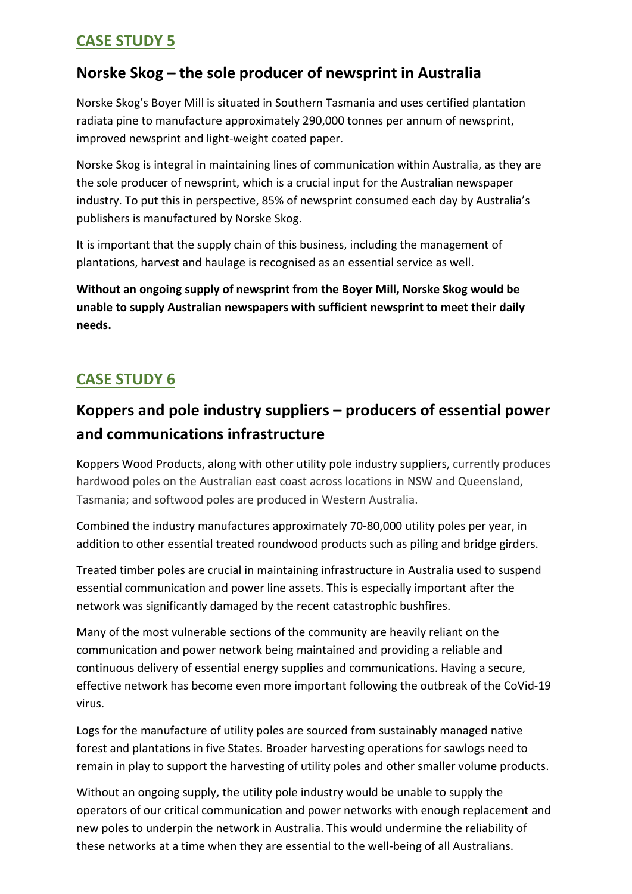## CASE STUDY 5

## Norske Skog – the sole producer of newsprint in Australia

Norske Skog's Boyer Mill is situated in Southern Tasmania and uses certified plantation radiata pine to manufacture approximately 290,000 tonnes per annum of newsprint, improved newsprint and light-weight coated paper.

Norske Skog is integral in maintaining lines of communication within Australia, as they are the sole producer of newsprint, which is a crucial input for the Australian newspaper industry. To put this in perspective, 85% of newsprint consumed each day by Australia's publishers is manufactured by Norske Skog.

It is important that the supply chain of this business, including the management of plantations, harvest and haulage is recognised as an essential service as well.

**Without an ongoing supply of newsprint from the Boyer Mill, Norske Skog would be unable to supply Australian newspapers with sufficient newsprint to meet their daily needs.**

## CASE STUDY 6

## Koppers and pole industry suppliers – producers of essential power and communications infrastructure

Koppers Wood Products, along with other utility pole industry suppliers, currently produces hardwood poles on the Australian east coast across locations in NSW and Queensland, Tasmania; and softwood poles are produced in Western Australia.

Combined the industry manufactures approximately 70-80,000 utility poles per year, in addition to other essential treated roundwood products such as piling and bridge girders.

Treated timber poles are crucial in maintaining infrastructure in Australia used to suspend essential communication and power line assets. This is especially important after the network was significantly damaged by the recent catastrophic bushfires.

Many of the most vulnerable sections of the community are heavily reliant on the communication and power network being maintained and providing a reliable and continuous delivery of essential energy supplies and communications. Having a secure, effective network has become even more important following the outbreak of the CoVid-19 virus.

Logs for the manufacture of utility poles are sourced from sustainably managed native forest and plantations in five States. Broader harvesting operations for sawlogs need to remain in play to support the harvesting of utility poles and other smaller volume products.

Without an ongoing supply, the utility pole industry would be unable to supply the operators of our critical communication and power networks with enough replacement and new poles to underpin the network in Australia. This would undermine the reliability of these networks at a time when they are essential to the well-being of all Australians.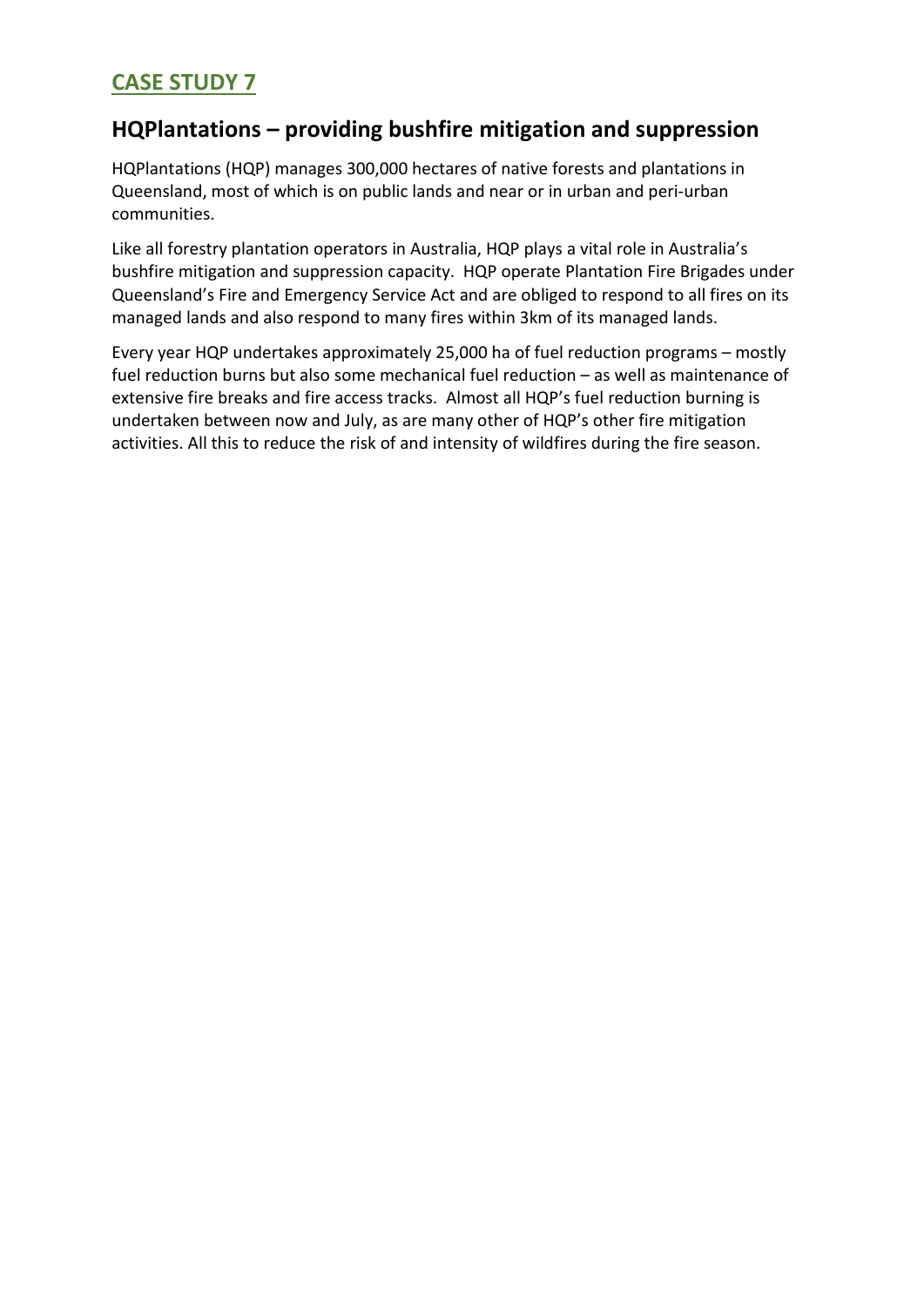## CASE STUDY 7

## HQPlantations – providing bushfire mitigation and suppression

HQPlantations (HQP) manages 300,000 hectares of native forests and plantations in Queensland, most of which is on public lands and near or in urban and peri-urban communities.

Like all forestry plantation operators in Australia, HQP plays a vital role in Australia's bushfire mitigation and suppression capacity. HQP operate Plantation Fire Brigades under Queensland's Fire and Emergency Service Act and are obliged to respond to all fires on its managed lands and also respond to many fires within 3km of its managed lands.

Every year HQP undertakes approximately 25,000 ha of fuel reduction programs – mostly fuel reduction burns but also some mechanical fuel reduction – as well as maintenance of extensive fire breaks and fire access tracks. Almost all HQP's fuel reduction burning is undertaken between now and July, as are many other of HQP's other fire mitigation activities. All this to reduce the risk of and intensity of wildfires during the fire season.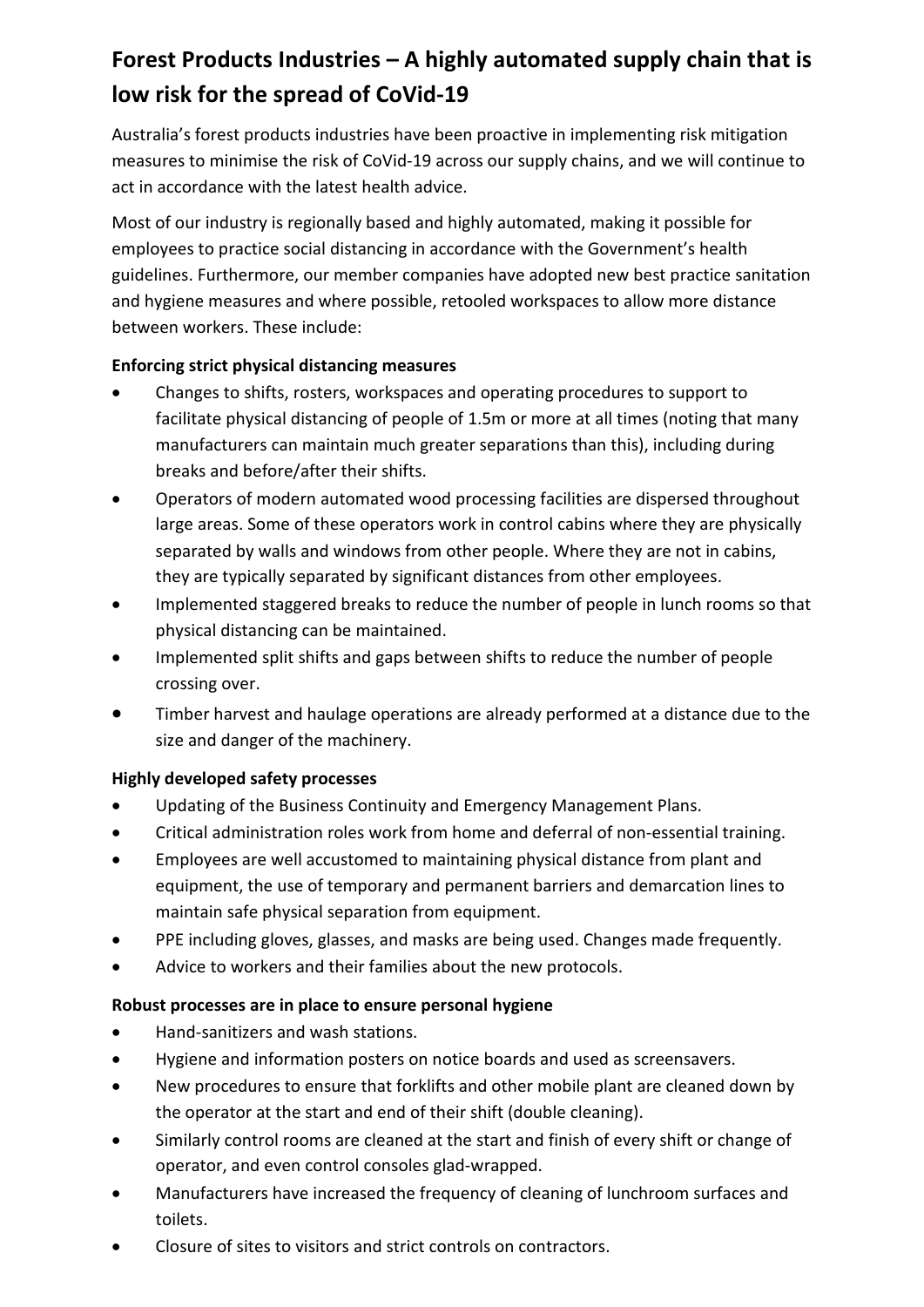# Forest Products Industries – A highly automated supply chain that is low risk for the spread of CoVid-19

Australia's forest products industries have been proactive in implementing risk mitigation measures to minimise the risk of CoVid-19 across our supply chains, and we will continue to act in accordance with the latest health advice.

Most of our industry is regionally based and highly automated, making it possible for employees to practice social distancing in accordance with the Government's health guidelines. Furthermore, our member companies have adopted new best practice sanitation and hygiene measures and where possible, retooled workspaces to allow more distance between workers. These include:

**Enforcing strict physical distancing measures**

- Changes to shifts, rosters, workspaces and operating procedures to support to facilitate physical distancing of people of 1.5m or more at all times (noting that many manufacturers can maintain much greater separations than this), including during breaks and before/after their shifts.
- Operators of modern automated wood processing facilities are dispersed throughout large areas. Some of these operators work in control cabins where they are physically separated by walls and windows from other people. Where they are not in cabins, they are typically separated by significant distances from other employees.
- Implemented staggered breaks to reduce the number of people in lunch rooms so that physical distancing can be maintained.
- Implemented split shifts and gaps between shifts to reduce the number of people crossing over.
- Timber harvest and haulage operations are already performed at a distance due to the size and danger of the machinery.

**Highly developed safety processes**

- Updating of the Business Continuity and Emergency Management Plans.
- Critical administration roles work from home and deferral of non-essential training.
- Employees are well accustomed to maintaining physical distance from plant and equipment, the use of temporary and permanent barriers and demarcation lines to maintain safe physical separation from equipment.
- PPE including gloves, glasses, and masks are being used. Changes made frequently.
- Advice to workers and their families about the new protocols.

**Robust processes are in place to ensure personal hygiene**

- Hand-sanitizers and wash stations.
- Hygiene and information posters on notice boards and used as screensavers.
- New procedures to ensure that forklifts and other mobile plant are cleaned down by the operator at the start and end of their shift (double cleaning).
- Similarly control rooms are cleaned at the start and finish of every shift or change of operator, and even control consoles glad-wrapped.
- Manufacturers have increased the frequency of cleaning of lunchroom surfaces and toilets.
- Closure of sites to visitors and strict controls on contractors.